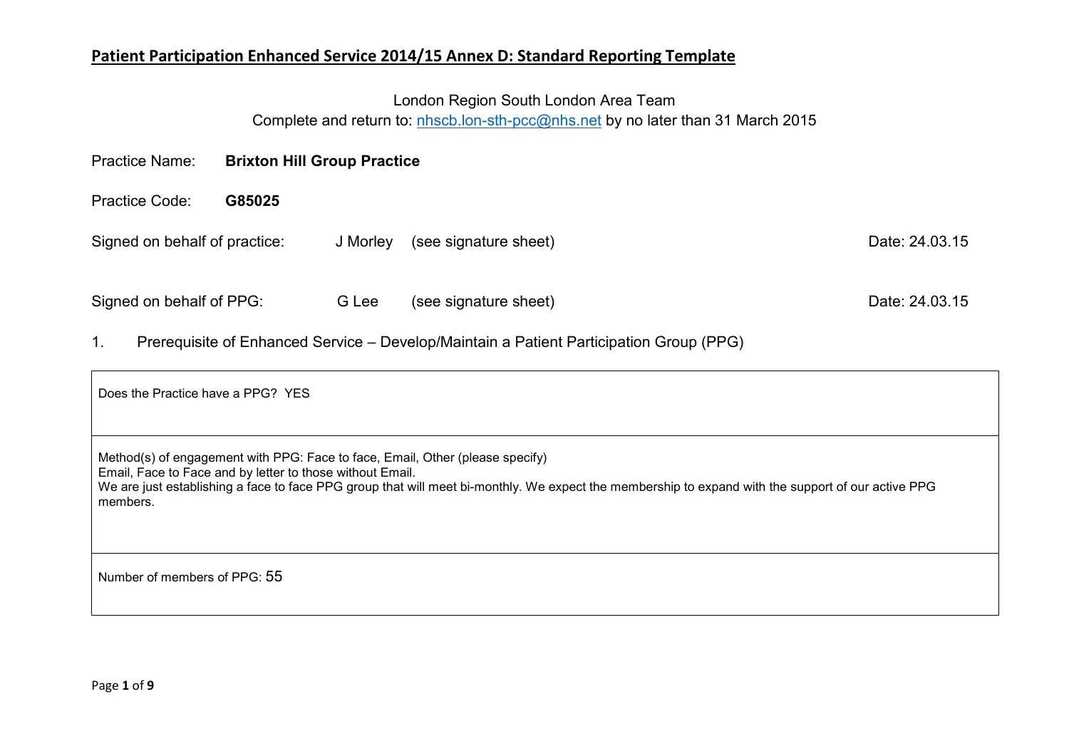# Patient Participation Enhanced Service 2014/15 Annex D: Standard Reporting Template

London Region South London Area Team
Complete and return to: nhscb.lon-sth-pcc@nhs.net by no later than 31 March 2015

Practice Name: **Brixton Hill Group Practice**

Practice Code: **G85025**

Signed on behalf of practice: J Morley (see signature sheet) Date: 24.03.15

Signed on behalf of PPG: G Lee (see signature sheet) Date: 24.03.15

1. Prerequisite of Enhanced Service – Develop/Maintain a Patient Participation Group (PPG)

| |
|---|
| Does the Practice have a PPG? YES |
| Method(s) of engagement with PPG: Face to face, Email, Other (please specify)<br>Email, Face to Face and by letter to those without Email.<br>We are just establishing a face to face PPG group that will meet bi-monthly. We expect the membership to expand with the support of our active PPG members. |
| Number of members of PPG: 55 |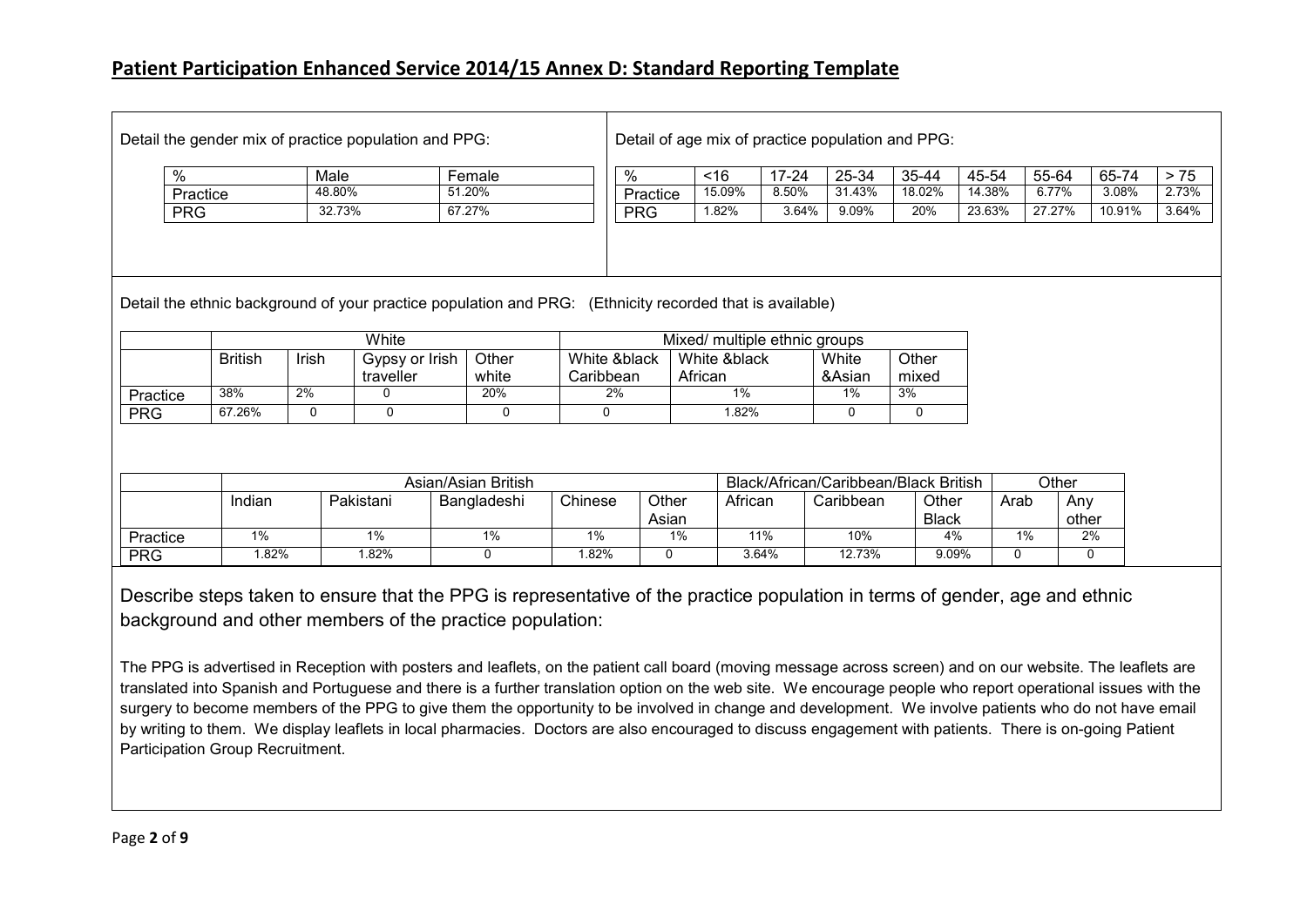# Patient Participation Enhanced Service 2014/15 Annex D: Standard Reporting Template

Detail the gender mix of practice population and PPG:

| % | Male | Female |
|---|---|---|
| Practice | 48.80% | 51.20% |
| PRG | 32.73% | 67.27% |

Detail of age mix of practice population and PPG:

| % | <16 | 17-24 | 25-34 | 35-44 | 45-54 | 55-64 | 65-74 | > 75 |
|---|---|---|---|---|---|---|---|---|
| Practice | 15.09% | 8.50% | 31.43% | 18.02% | 14.38% | 6.77% | 3.08% | 2.73% |
| PRG | 1.82% | 3.64% | 9.09% | 20% | 23.63% | 27.27% | 10.91% | 3.64% |

Detail the ethnic background of your practice population and PRG: (Ethnicity recorded that is available)

| | White | | | | Mixed/ multiple ethnic groups | | | |
|---|---|---|---|---|---|---|---|---|
| | British | Irish | Gypsy or Irish traveller | Other white | White &black Caribbean | White &black African | White &Asian | Other mixed |
| Practice | 38% | 2% | 0 | 20% | 2% | 1% | 1% | 3% |
| PRG | 67.26% | 0 | 0 | 0 | 0 | 1.82% | 0 | 0 |

| | Asian/Asian British | | | | | Black/African/Caribbean/Black British | | | Other | |
|---|---|---|---|---|---|---|---|---|---|---|
| | Indian | Pakistani | Bangladeshi | Chinese | Other Asian | African | Caribbean | Other Black | Arab | Any other |
| Practice | 1% | 1% | 1% | 1% | 1% | 11% | 10% | 4% | 1% | 2% |
| PRG | 1.82% | 1.82% | 0 | 1.82% | 0 | 3.64% | 12.73% | 9.09% | 0 | 0 |

Describe steps taken to ensure that the PPG is representative of the practice population in terms of gender, age and ethnic background and other members of the practice population:

The PPG is advertised in Reception with posters and leaflets, on the patient call board (moving message across screen) and on our website. The leaflets are translated into Spanish and Portuguese and there is a further translation option on the web site. We encourage people who report operational issues with the surgery to become members of the PPG to give them the opportunity to be involved in change and development. We involve patients who do not have email by writing to them. We display leaflets in local pharmacies. Doctors are also encouraged to discuss engagement with patients. There is on-going Patient Participation Group Recruitment.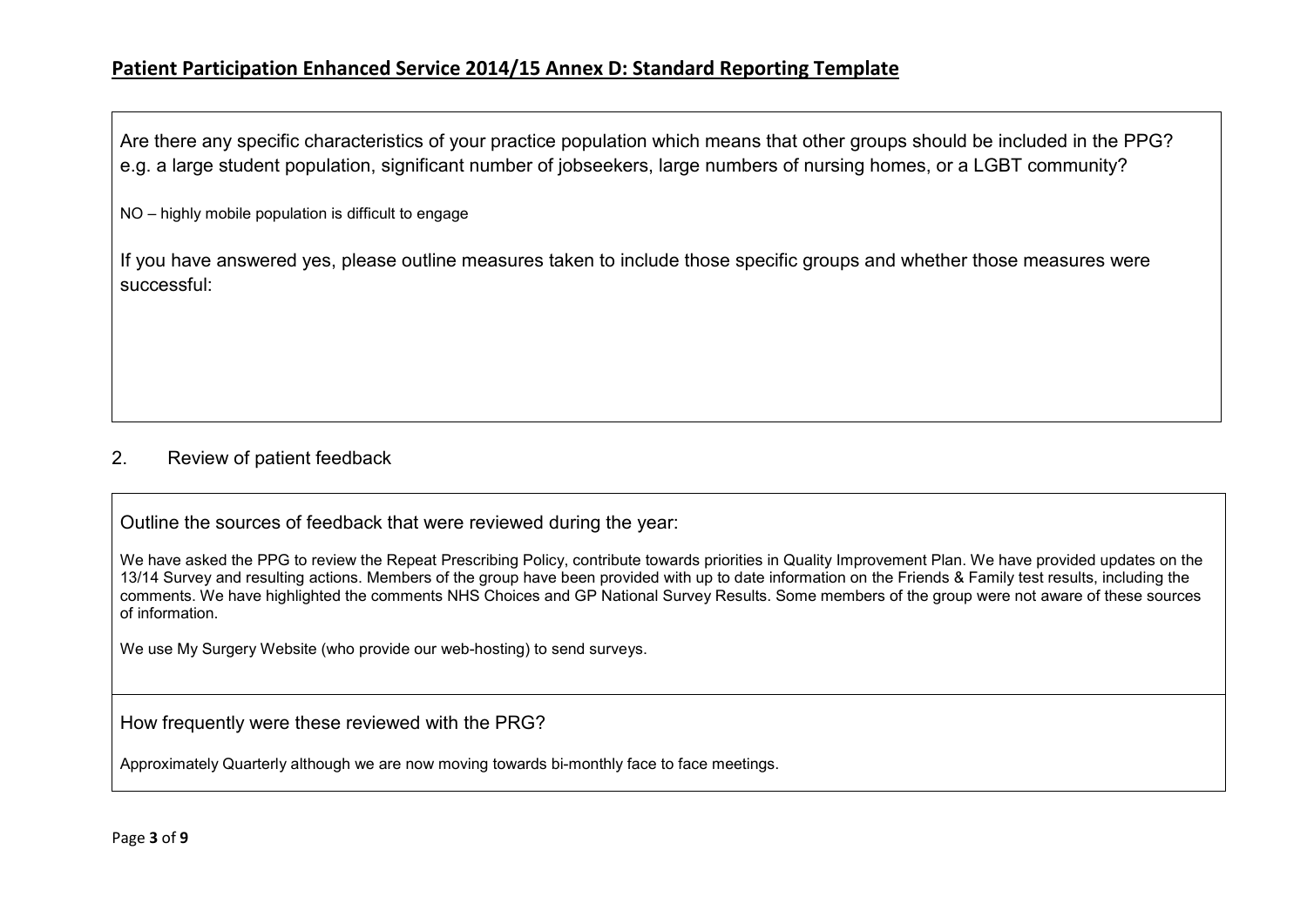## Patient Participation Enhanced Service 2014/15 Annex D: Standard Reporting Template

Are there any specific characteristics of your practice population which means that other groups should be included in the PPG? e.g. a large student population, significant number of jobseekers, large numbers of nursing homes, or a LGBT community?

NO – highly mobile population is difficult to engage

If you have answered yes, please outline measures taken to include those specific groups and whether those measures were successful:

2. Review of patient feedback

Outline the sources of feedback that were reviewed during the year:

We have asked the PPG to review the Repeat Prescribing Policy, contribute towards priorities in Quality Improvement Plan. We have provided updates on the 13/14 Survey and resulting actions. Members of the group have been provided with up to date information on the Friends & Family test results, including the comments. We have highlighted the comments NHS Choices and GP National Survey Results. Some members of the group were not aware of these sources of information.

We use My Surgery Website (who provide our web-hosting) to send surveys.

How frequently were these reviewed with the PRG?

Approximately Quarterly although we are now moving towards bi-monthly face to face meetings.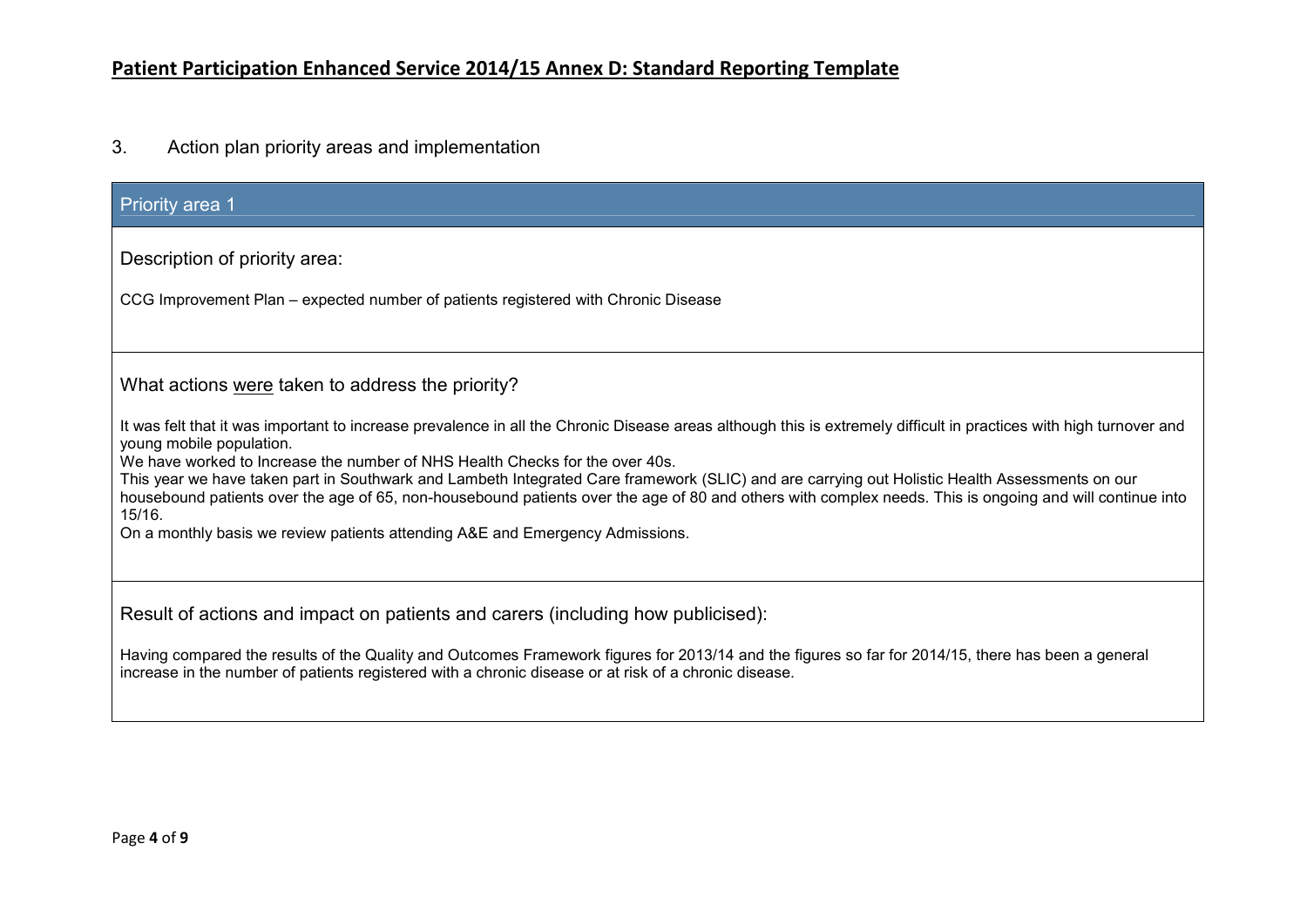## 3. Action plan priority areas and implementation

### Priority area 1

**Description of priority area:**

CCG Improvement Plan – expected number of patients registered with Chronic Disease

**What actions <u>were</u> taken to address the priority?**

It was felt that it was important to increase prevalence in all the Chronic Disease areas although this is extremely difficult in practices with high turnover and young mobile population.

We have worked to Increase the number of NHS Health Checks for the over 40s.

This year we have taken part in Southwark and Lambeth Integrated Care framework (SLIC) and are carrying out Holistic Health Assessments on our housebound patients over the age of 65, non-housebound patients over the age of 80 and others with complex needs. This is ongoing and will continue into 15/16.

On a monthly basis we review patients attending A&E and Emergency Admissions.

**Result of actions and impact on patients and carers (including how publicised):**

Having compared the results of the Quality and Outcomes Framework figures for 2013/14 and the figures so far for 2014/15, there has been a general increase in the number of patients registered with a chronic disease or at risk of a chronic disease.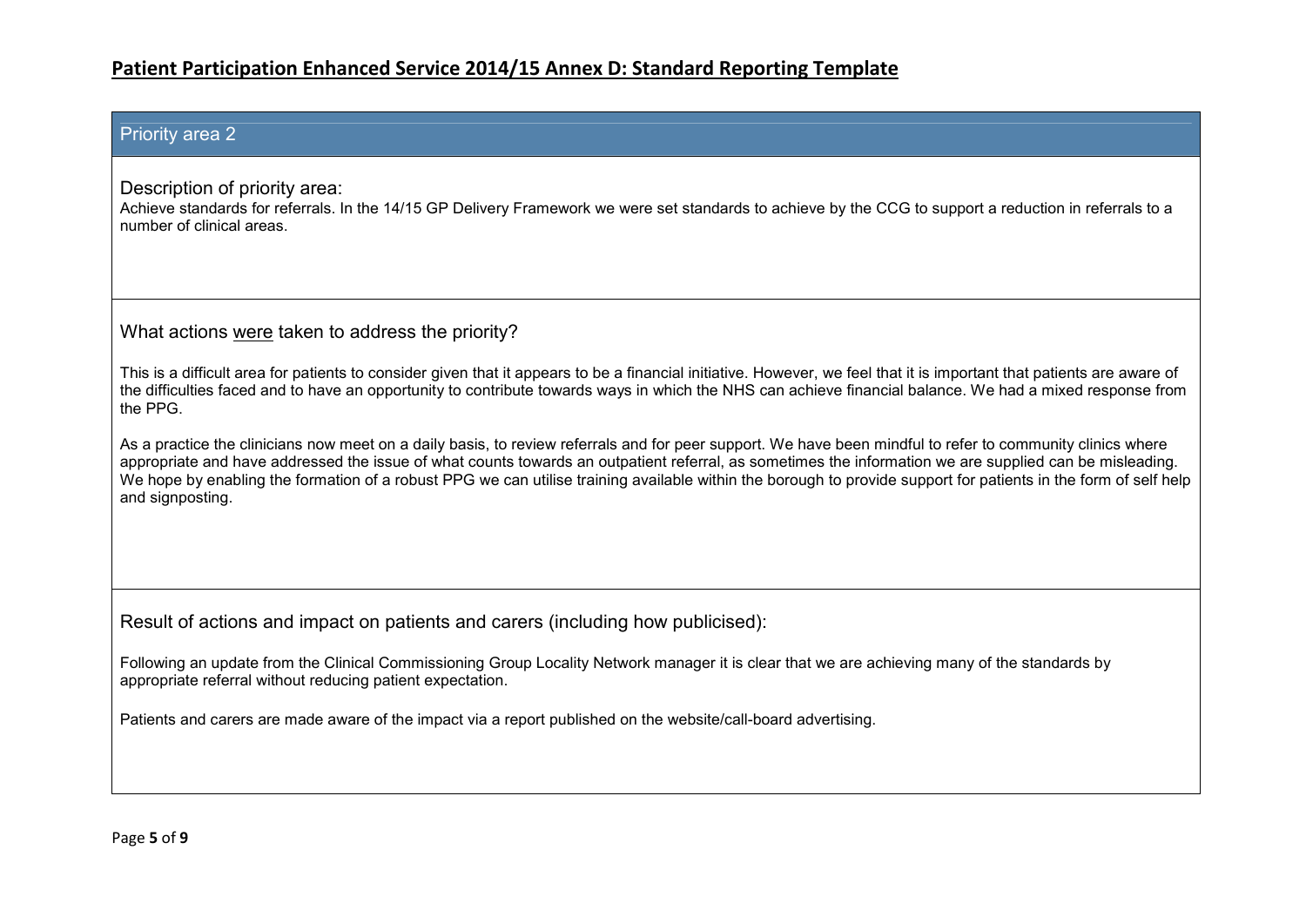## Patient Participation Enhanced Service 2014/15 Annex D: Standard Reporting Template

### Priority area 2

Description of priority area:

Achieve standards for referrals. In the 14/15 GP Delivery Framework we were set standards to achieve by the CCG to support a reduction in referrals to a number of clinical areas.

What actions were taken to address the priority?

This is a difficult area for patients to consider given that it appears to be a financial initiative. However, we feel that it is important that patients are aware of the difficulties faced and to have an opportunity to contribute towards ways in which the NHS can achieve financial balance. We had a mixed response from the PPG.

As a practice the clinicians now meet on a daily basis, to review referrals and for peer support. We have been mindful to refer to community clinics where appropriate and have addressed the issue of what counts towards an outpatient referral, as sometimes the information we are supplied can be misleading. We hope by enabling the formation of a robust PPG we can utilise training available within the borough to provide support for patients in the form of self help and signposting.

Result of actions and impact on patients and carers (including how publicised):

Following an update from the Clinical Commissioning Group Locality Network manager it is clear that we are achieving many of the standards by appropriate referral without reducing patient expectation.

Patients and carers are made aware of the impact via a report published on the website/call-board advertising.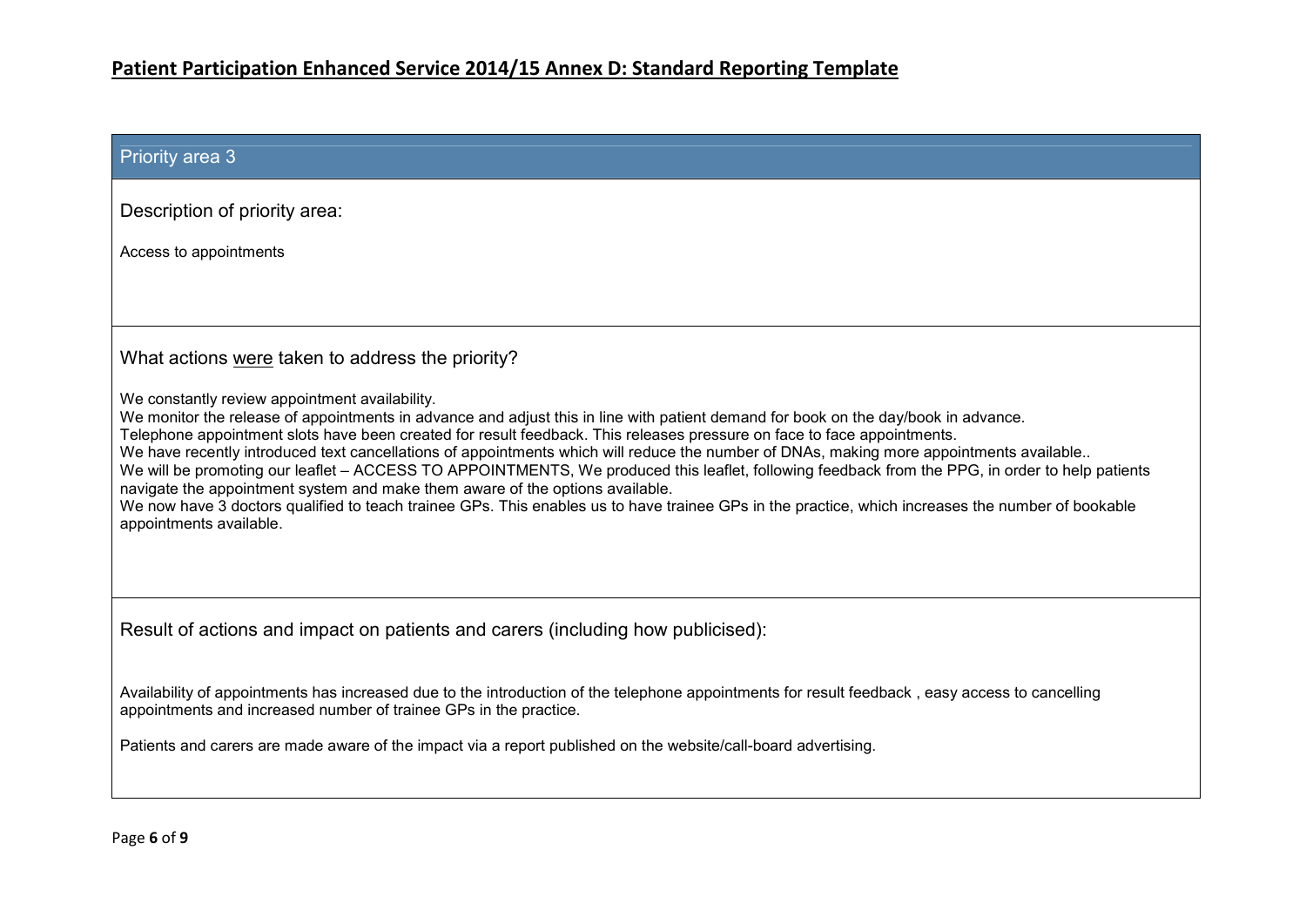# Patient Participation Enhanced Service 2014/15 Annex D: Standard Reporting Template

## Priority area 3

**Description of priority area:**

Access to appointments

**What actions were taken to address the priority?**

We constantly review appointment availability.
We monitor the release of appointments in advance and adjust this in line with patient demand for book on the day/book in advance.
Telephone appointment slots have been created for result feedback. This releases pressure on face to face appointments.
We have recently introduced text cancellations of appointments which will reduce the number of DNAs, making more appointments available..
We will be promoting our leaflet – ACCESS TO APPOINTMENTS, We produced this leaflet, following feedback from the PPG, in order to help patients navigate the appointment system and make them aware of the options available.
We now have 3 doctors qualified to teach trainee GPs. This enables us to have trainee GPs in the practice, which increases the number of bookable appointments available.

**Result of actions and impact on patients and carers (including how publicised):**

Availability of appointments has increased due to the introduction of the telephone appointments for result feedback , easy access to cancelling appointments and increased number of trainee GPs in the practice.

Patients and carers are made aware of the impact via a report published on the website/call-board advertising.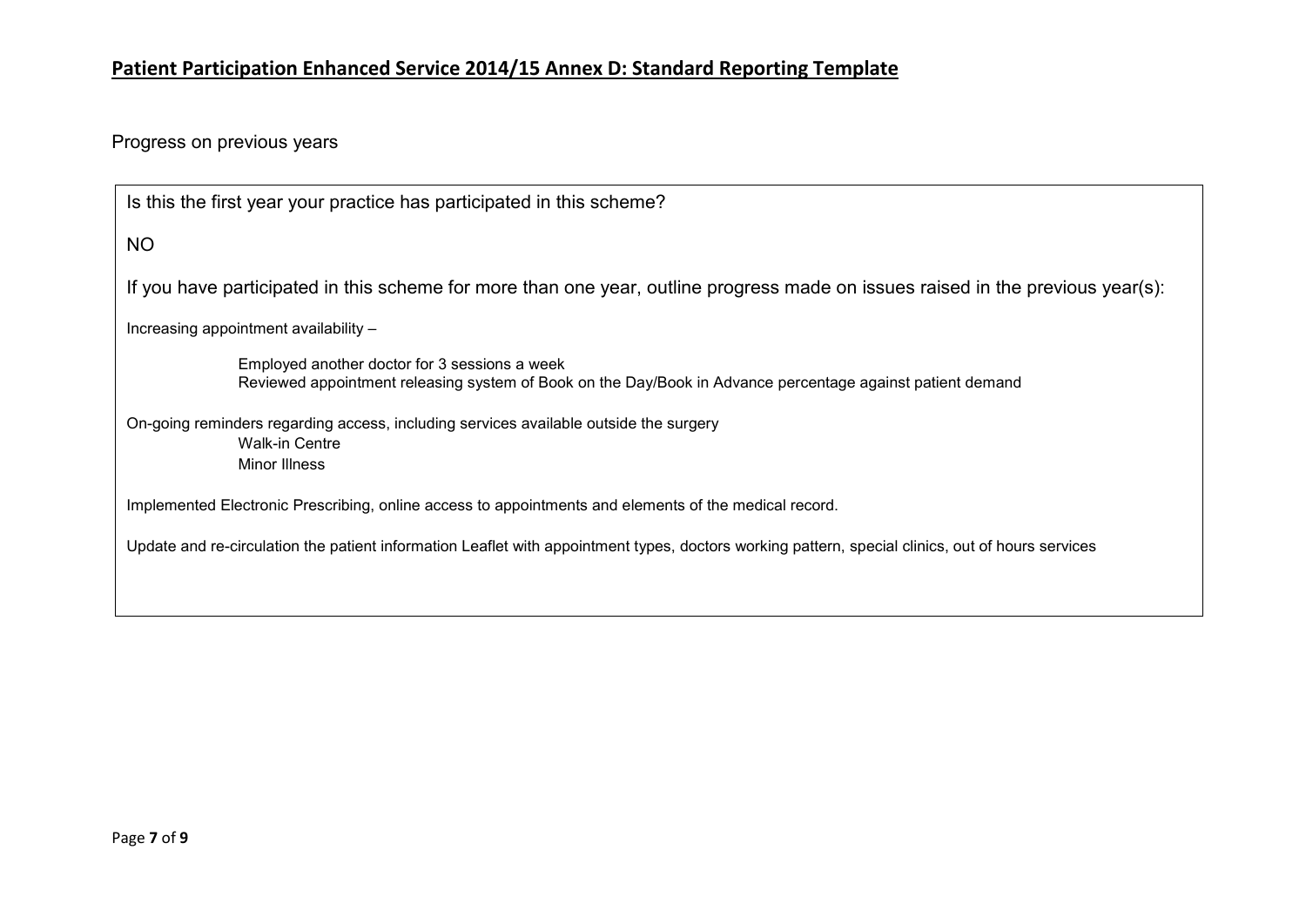## Patient Participation Enhanced Service 2014/15 Annex D: Standard Reporting Template

Progress on previous years

Is this the first year your practice has participated in this scheme?

NO

If you have participated in this scheme for more than one year, outline progress made on issues raised in the previous year(s):

Increasing appointment availability –

- Employed another doctor for 3 sessions a week
- Reviewed appointment releasing system of Book on the Day/Book in Advance percentage against patient demand

On-going reminders regarding access, including services available outside the surgery

- Walk-in Centre
- Minor Illness

Implemented Electronic Prescribing, online access to appointments and elements of the medical record.

Update and re-circulation the patient information Leaflet with appointment types, doctors working pattern, special clinics, out of hours services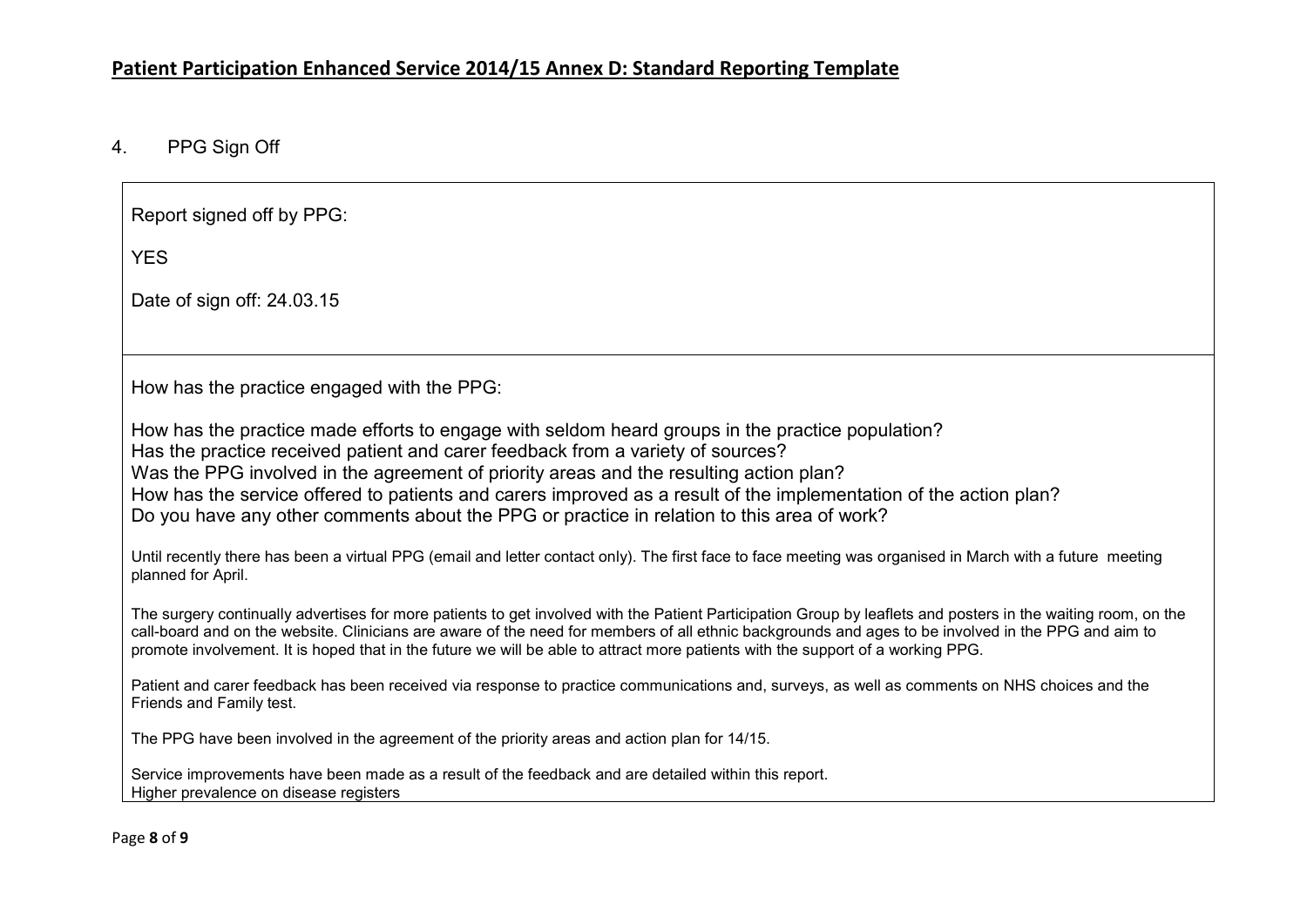## Patient Participation Enhanced Service 2014/15 Annex D: Standard Reporting Template

4. PPG Sign Off

Report signed off by PPG:

YES

Date of sign off: 24.03.15

How has the practice engaged with the PPG:

How has the practice made efforts to engage with seldom heard groups in the practice population?
Has the practice received patient and carer feedback from a variety of sources?
Was the PPG involved in the agreement of priority areas and the resulting action plan?
How has the service offered to patients and carers improved as a result of the implementation of the action plan?
Do you have any other comments about the PPG or practice in relation to this area of work?

Until recently there has been a virtual PPG (email and letter contact only). The first face to face meeting was organised in March with a future meeting planned for April.

The surgery continually advertises for more patients to get involved with the Patient Participation Group by leaflets and posters in the waiting room, on the call-board and on the website. Clinicians are aware of the need for members of all ethnic backgrounds and ages to be involved in the PPG and aim to promote involvement. It is hoped that in the future we will be able to attract more patients with the support of a working PPG.

Patient and carer feedback has been received via response to practice communications and, surveys, as well as comments on NHS choices and the Friends and Family test.

The PPG have been involved in the agreement of the priority areas and action plan for 14/15.

Service improvements have been made as a result of the feedback and are detailed within this report.
Higher prevalence on disease registers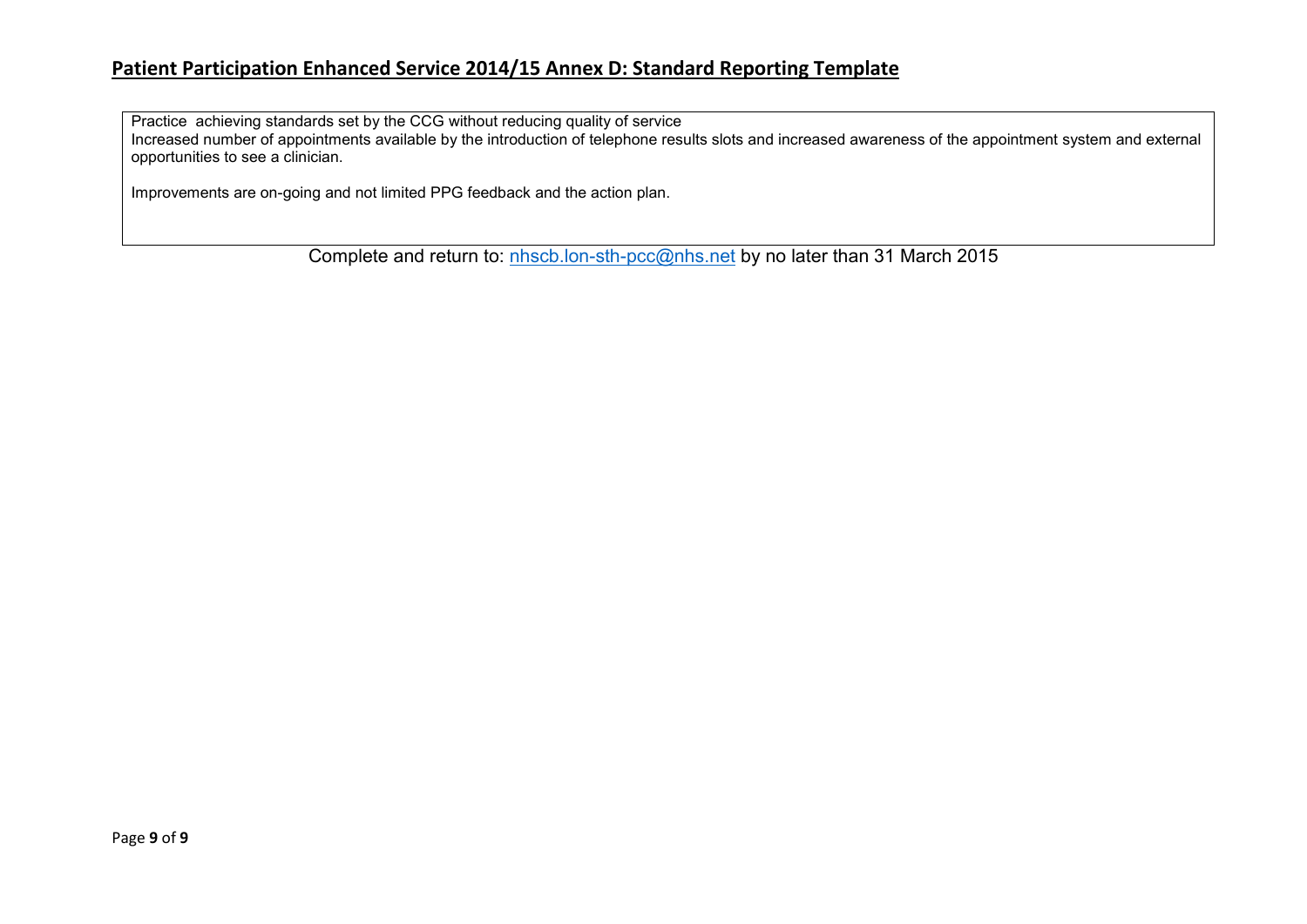## Patient Participation Enhanced Service 2014/15 Annex D: Standard Reporting Template

| |
|---|
| Practice achieving standards set by the CCG without reducing quality of service<br>Increased number of appointments available by the introduction of telephone results slots and increased awareness of the appointment system and external opportunities to see a clinician.<br><br>Improvements are on-going and not limited PPG feedback and the action plan. |

Complete and return to: nhscb.lon-sth-pcc@nhs.net by no later than 31 March 2015